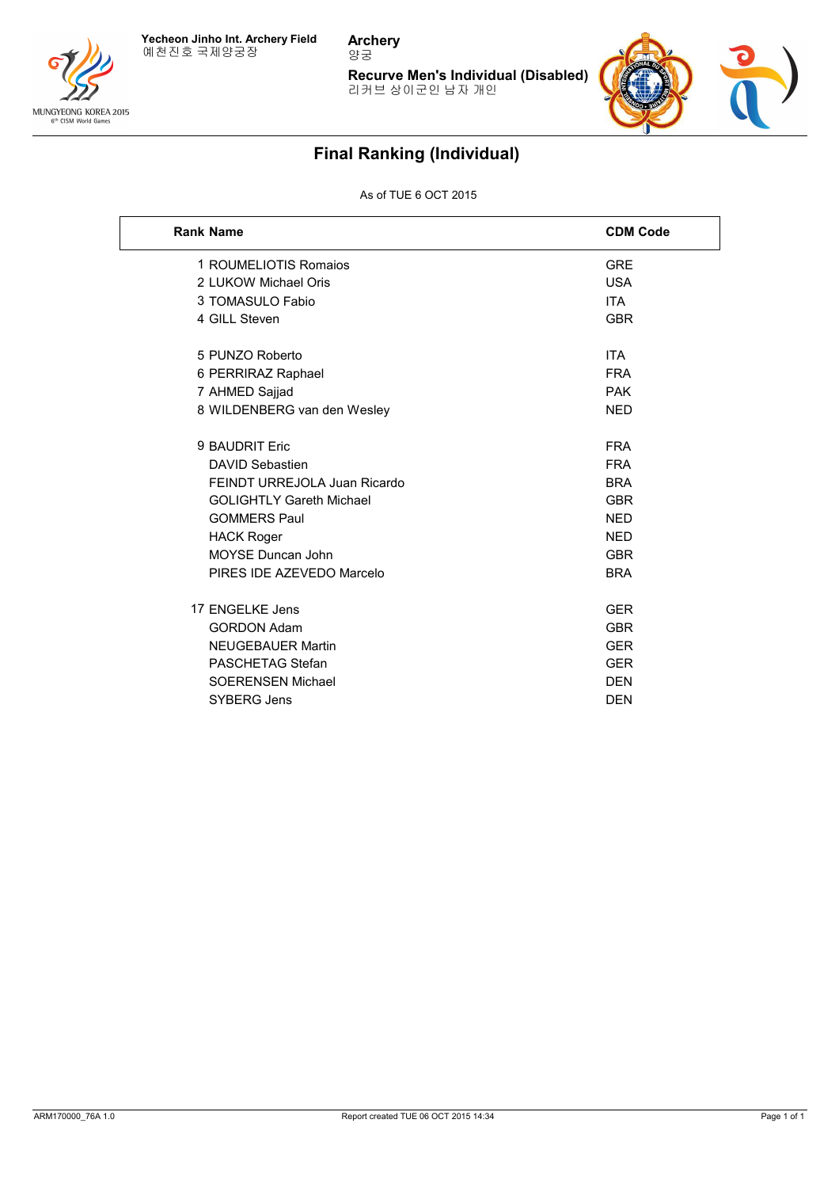Yecheon Jinho Int. Archery Field
예천진호 국제양궁장

**Archery**
양궁

**Recurve Men's Individual (Disabled)**
리커브 상이군인 남자 개인

## Final Ranking (Individual)

As of TUE 6 OCT 2015

| Rank | Name | CDM Code |
|---|---|---|
| 1 | ROUMELIOTIS Romaios | GRE |
| 2 | LUKOW Michael Oris | USA |
| 3 | TOMASULO Fabio | ITA |
| 4 | GILL Steven | GBR |
| 5 | PUNZO Roberto | ITA |
| 6 | PERRIRAZ Raphael | FRA |
| 7 | AHMED Sajjad | PAK |
| 8 | WILDENBERG van den Wesley | NED |
| 9 | BAUDRIT Eric | FRA |
| | DAVID Sebastien | FRA |
| | FEINDT URREJOLA Juan Ricardo | BRA |
| | GOLIGHTLY Gareth Michael | GBR |
| | GOMMERS Paul | NED |
| | HACK Roger | NED |
| | MOYSE Duncan John | GBR |
| | PIRES IDE AZEVEDO Marcelo | BRA |
| 17 | ENGELKE Jens | GER |
| | GORDON Adam | GBR |
| | NEUGEBAUER Martin | GER |
| | PASCHETAG Stefan | GER |
| | SOERENSEN Michael | DEN |
| | SYBERG Jens | DEN |

ARM170000_76A 1.0 Report created TUE 06 OCT 2015 14:34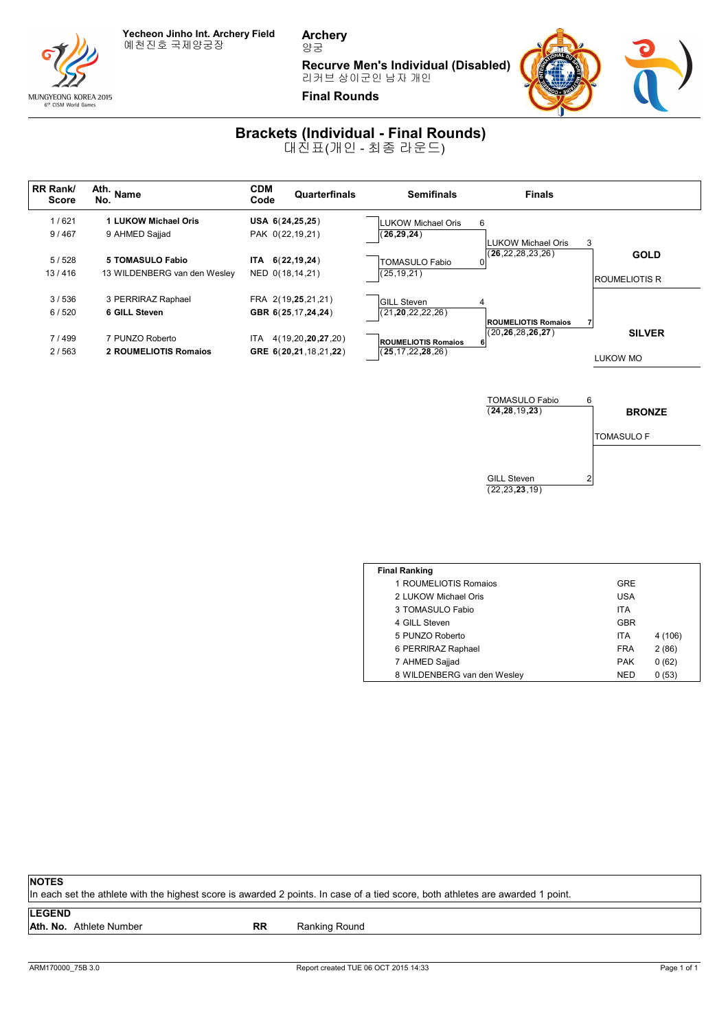Yecheon Jinho Int. Archery Field
예천진호 국제양궁장

**Archery**
양궁

**Recurve Men's Individual (Disabled)**
리커브 상이군인 남자 개인

**Final Rounds**

# Brackets (Individual - Final Rounds)

대진표(개인 - 최종 라운드)

| RR Rank/ Score | Ath. No. Name | CDM Code | Quarterfinals |
|---|---|---|---|
| 1 / 621 | **1 LUKOW Michael Oris** | **USA** | **6**(**24**,**25**,**25**) |
| 9 / 467 | 9 AHMED Sajjad | PAK | 0(22,19,21) |
| 5 / 528 | **5 TOMASULO Fabio** | **ITA** | **6**(**22**,**19**,**24**) |
| 13 / 416 | 13 WILDENBERG van den Wesley | NED | 0(18,14,21) |
| 3 / 536 | 3 PERRIRAZ Raphael | FRA | 2(19,**25**,21,21) |
| 6 / 520 | **6 GILL Steven** | **GBR** | **6**(**25**,17,**24**,**24**) |
| 7 / 499 | 7 PUNZO Roberto | ITA | 4(19,20,**20**,**27**,20) |
| 2 / 563 | **2 ROUMELIOTIS Romaios** | **GRE** | **6**(**20**,**21**,18,21,**22**) |

**Semifinals**

- LUKOW Michael Oris 6 (**26**,**29**,**24**)
- TOMASULO Fabio 0 (25,19,21)
- GILL Steven 4 (21,**20**,22,22,26)
- **ROUMELIOTIS Romaios** 6 (**25**,17,22,**28**,26)

**Finals**

- LUKOW Michael Oris 3 (**26**,22,28,23,26)
- **ROUMELIOTIS Romaios** 7 (20,**26**,28,**26**,**27**)

**GOLD**: ROUMELIOTIS R

**SILVER**: LUKOW MO

**Bronze Match**

- TOMASULO Fabio 6 (**24**,**28**,19,**23**)
- GILL Steven 2 (22,23,**23**,19)

**BRONZE**: TOMASULO F

**Final Ranking**

| Rank | Name | Country | |
|---|---|---|---|
| 1 | ROUMELIOTIS Romaios | GRE | |
| 2 | LUKOW Michael Oris | USA | |
| 3 | TOMASULO Fabio | ITA | |
| 4 | GILL Steven | GBR | |
| 5 | PUNZO Roberto | ITA | 4 (106) |
| 6 | PERRIRAZ Raphael | FRA | 2 (86) |
| 7 | AHMED Sajjad | PAK | 0 (62) |
| 8 | WILDENBERG van den Wesley | NED | 0 (53) |

**NOTES**

In each set the athlete with the highest score is awarded 2 points. In case of a tied score, both athletes are awarded 1 point.

**LEGEND**

**Ath. No.** Athlete Number

**RR** Ranking Round

ARM170000_75B 3.0 Report created TUE 06 OCT 2015 14:33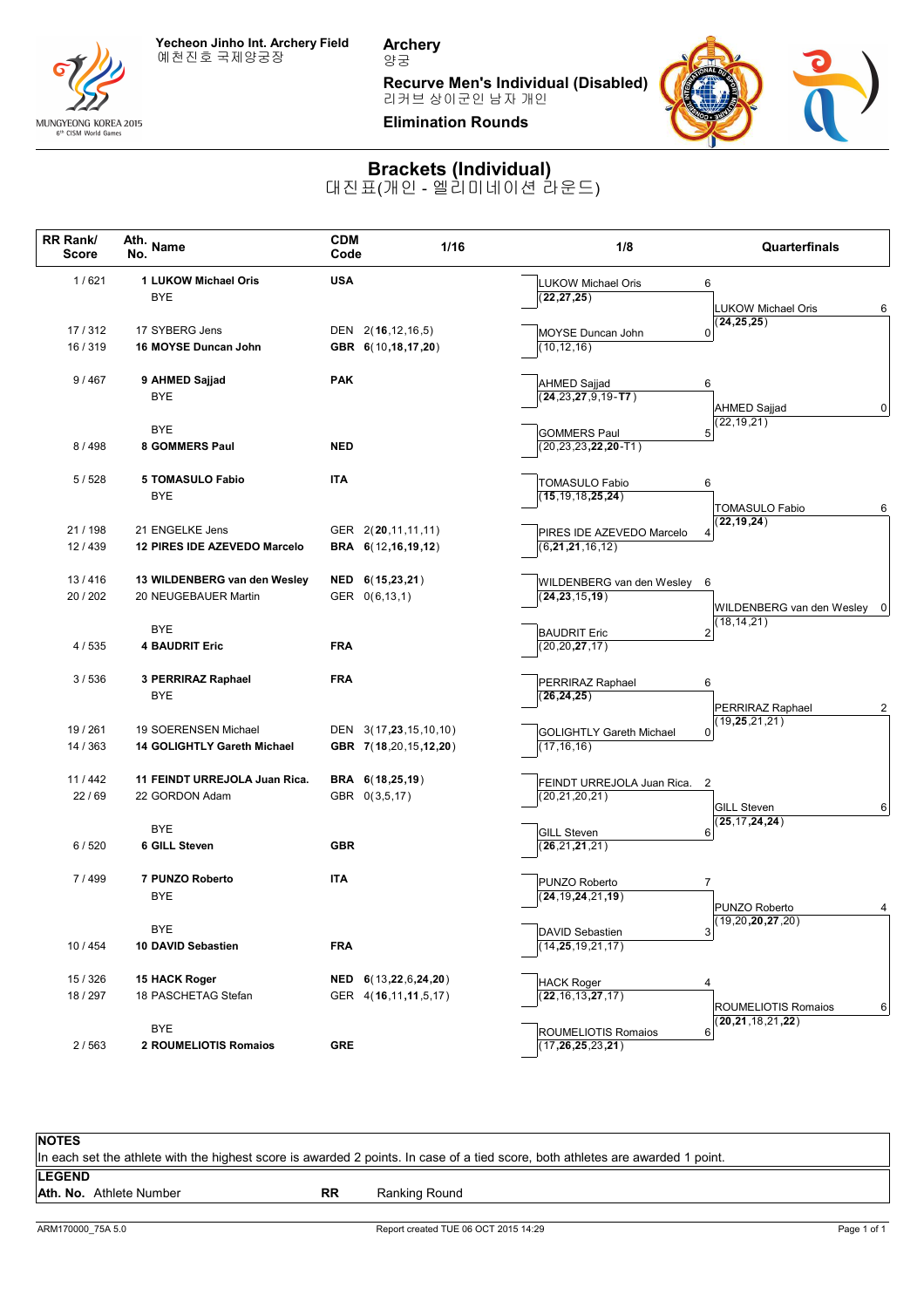**Yecheon Jinho Int. Archery Field**
예천진호 국제양궁장

**Archery**
양궁

**Recurve Men's Individual (Disabled)**
리커브 상이군인 남자 개인

**Elimination Rounds**

# Brackets (Individual)
대진표(개인 - 엘리미네이션 라운드)

| RR Rank/ Score | Ath. No. Name | CDM Code | 1/16 |
|---|---|---|---|
| 1 / 621 | 1 **LUKOW Michael Oris** | **USA** | |
| | BYE | | |
| 17 / 312 | 17 SYBERG Jens | DEN | 2(**16**,12,16,5) |
| 16 / 319 | 16 **MOYSE Duncan John** | **GBR** | **6**(10,**18**,**17**,**20**) |
| 9 / 467 | 9 **AHMED Sajjad** | **PAK** | |
| | BYE | | |
| | BYE | | |
| 8 / 498 | 8 **GOMMERS Paul** | **NED** | |
| 5 / 528 | 5 **TOMASULO Fabio** | **ITA** | |
| | BYE | | |
| 21 / 198 | 21 ENGELKE Jens | GER | 2(**20**,11,11,11) |
| 12 / 439 | 12 **PIRES IDE AZEVEDO Marcelo** | **BRA** | **6**(12,**16**,**19**,**12**) |
| 13 / 416 | 13 **WILDENBERG van den Wesley** | **NED** | **6**(**15**,**23**,**21**) |
| 20 / 202 | 20 NEUGEBAUER Martin | GER | 0(6,13,1) |
| | BYE | | |
| 4 / 535 | 4 **BAUDRIT Eric** | **FRA** | |
| 3 / 536 | 3 **PERRIRAZ Raphael** | **FRA** | |
| | BYE | | |
| 19 / 261 | 19 SOERENSEN Michael | DEN | 3(17,**23**,15,10,10) |
| 14 / 363 | 14 **GOLIGHTLY Gareth Michael** | **GBR** | **7**(**18**,20,15,**12**,**20**) |
| 11 / 442 | 11 **FEINDT URREJOLA Juan Rica.** | **BRA** | **6**(18,**25**,**19**) |
| 22 / 69 | 22 GORDON Adam | GBR | 0(3,5,17) |
| | BYE | | |
| 6 / 520 | 6 **GILL Steven** | **GBR** | |
| 7 / 499 | 7 **PUNZO Roberto** | **ITA** | |
| | BYE | | |
| | BYE | | |
| 10 / 454 | 10 **DAVID Sebastien** | **FRA** | |
| 15 / 326 | 15 **HACK Roger** | **NED** | **6**(13,**22**,6,**24**,**20**) |
| 18 / 297 | 18 PASCHETAG Stefan | GER | 4(**16**,11,**11**,5,17) |
| | BYE | | |
| 2 / 563 | 2 **ROUMELIOTIS Romaios** | **GRE** | |

| 1/8 | Points | Scores |
|---|---|---|
| LUKOW Michael Oris | 6 | (**22**,**27**,**25**) |
| MOYSE Duncan John | 0 | (10,12,16) |
| AHMED Sajjad | 6 | (**24**,23,**27**,9,19-**T7**) |
| GOMMERS Paul | 5 | (20,23,23,**22**,**20**-T1) |
| TOMASULO Fabio | 6 | (**15**,19,18,**25**,**24**) |
| PIRES IDE AZEVEDO Marcelo | 4 | (6,**21**,**21**,16,12) |
| WILDENBERG van den Wesley | 6 | (**24**,**23**,15,**19**) |
| BAUDRIT Eric | 2 | (20,20,**27**,17) |
| PERRIRAZ Raphael | 6 | (**26**,**24**,**25**) |
| GOLIGHTLY Gareth Michael | 0 | (17,16,16) |
| FEINDT URREJOLA Juan Rica. | 2 | (20,21,20,21) |
| GILL Steven | 6 | (**26**,21,**21**,21) |
| PUNZO Roberto | 7 | (**24**,19,**24**,21,**19**) |
| DAVID Sebastien | 3 | (14,**25**,19,21,17) |
| HACK Roger | 4 | (**22**,16,13,**27**,17) |
| ROUMELIOTIS Romaios | 6 | (17,**26**,**25**,23,**21**) |

| Quarterfinals | Points | Scores |
|---|---|---|
| LUKOW Michael Oris | 6 | (**24**,**25**,**25**) |
| AHMED Sajjad | 0 | (22,19,21) |
| TOMASULO Fabio | 6 | (**22**,**19**,**24**) |
| WILDENBERG van den Wesley | 0 | (18,14,21) |
| PERRIRAZ Raphael | 2 | (19,**25**,21,21) |
| GILL Steven | 6 | (**25**,17,**24**,**24**) |
| PUNZO Roberto | 4 | (19,20,**20**,**27**,20) |
| ROUMELIOTIS Romaios | 6 | (**20**,**21**,18,21,**22**) |

**NOTES**
In each set the athlete with the highest score is awarded 2 points. In case of a tied score, both athletes are awarded 1 point.

**LEGEND**
**Ath. No.** Athlete Number **RR** Ranking Round

ARM170000_75A 5.0 Report created TUE 06 OCT 2015 14:29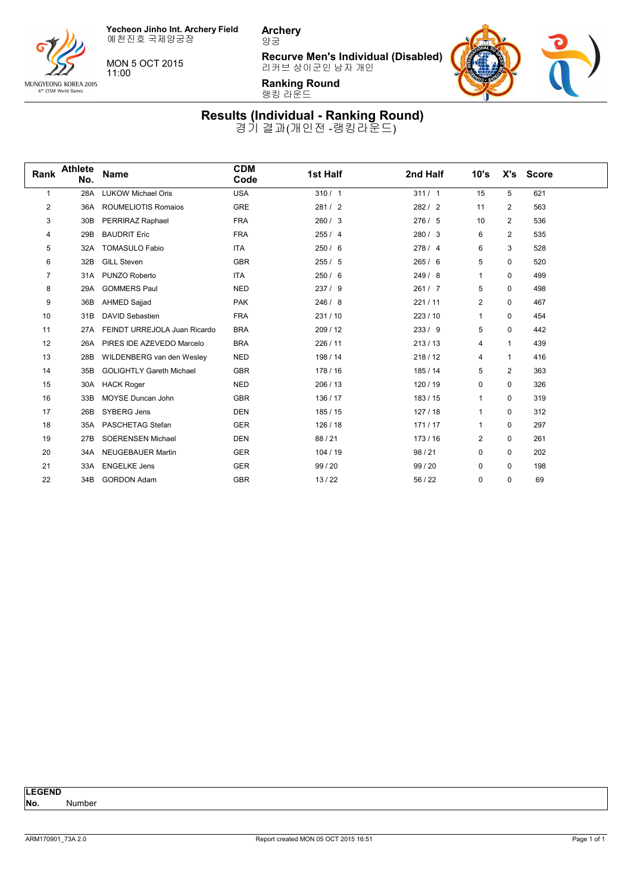**Yecheon Jinho Int. Archery Field**
예천진호 국제양궁장

MON 5 OCT 2015
11:00

**Archery**
양궁

**Recurve Men's Individual (Disabled)**
리커브 상이군인 남자 개인

**Ranking Round**
랭킹 라운드

# Results (Individual - Ranking Round)
경기 결과(개인전 -랭킹라운드)

| Rank | Athlete No. | Name | CDM Code | 1st Half | 2nd Half | 10's | X's | Score |
|---|---|---|---|---|---|---|---|---|
| 1 | 28A | LUKOW Michael Oris | USA | 310 / 1 | 311 / 1 | 15 | 5 | 621 |
| 2 | 36A | ROUMELIOTIS Romaios | GRE | 281 / 2 | 282 / 2 | 11 | 2 | 563 |
| 3 | 30B | PERRIRAZ Raphael | FRA | 260 / 3 | 276 / 5 | 10 | 2 | 536 |
| 4 | 29B | BAUDRIT Eric | FRA | 255 / 4 | 280 / 3 | 6 | 2 | 535 |
| 5 | 32A | TOMASULO Fabio | ITA | 250 / 6 | 278 / 4 | 6 | 3 | 528 |
| 6 | 32B | GILL Steven | GBR | 255 / 5 | 265 / 6 | 5 | 0 | 520 |
| 7 | 31A | PUNZO Roberto | ITA | 250 / 6 | 249 / 8 | 1 | 0 | 499 |
| 8 | 29A | GOMMERS Paul | NED | 237 / 9 | 261 / 7 | 5 | 0 | 498 |
| 9 | 36B | AHMED Sajjad | PAK | 246 / 8 | 221 / 11 | 2 | 0 | 467 |
| 10 | 31B | DAVID Sebastien | FRA | 231 / 10 | 223 / 10 | 1 | 0 | 454 |
| 11 | 27A | FEINDT URREJOLA Juan Ricardo | BRA | 209 / 12 | 233 / 9 | 5 | 0 | 442 |
| 12 | 26A | PIRES IDE AZEVEDO Marcelo | BRA | 226 / 11 | 213 / 13 | 4 | 1 | 439 |
| 13 | 28B | WILDENBERG van den Wesley | NED | 198 / 14 | 218 / 12 | 4 | 1 | 416 |
| 14 | 35B | GOLIGHTLY Gareth Michael | GBR | 178 / 16 | 185 / 14 | 5 | 2 | 363 |
| 15 | 30A | HACK Roger | NED | 206 / 13 | 120 / 19 | 0 | 0 | 326 |
| 16 | 33B | MOYSE Duncan John | GBR | 136 / 17 | 183 / 15 | 1 | 0 | 319 |
| 17 | 26B | SYBERG Jens | DEN | 185 / 15 | 127 / 18 | 1 | 0 | 312 |
| 18 | 35A | PASCHETAG Stefan | GER | 126 / 18 | 171 / 17 | 1 | 0 | 297 |
| 19 | 27B | SOERENSEN Michael | DEN | 88 / 21 | 173 / 16 | 2 | 0 | 261 |
| 20 | 34A | NEUGEBAUER Martin | GER | 104 / 19 | 98 / 21 | 0 | 0 | 202 |
| 21 | 33A | ENGELKE Jens | GER | 99 / 20 | 99 / 20 | 0 | 0 | 198 |
| 22 | 34B | GORDON Adam | GBR | 13 / 22 | 56 / 22 | 0 | 0 | 69 |

**LEGEND**

**No.** Number

ARM170901_73A 2.0 Report created MON 05 OCT 2015 16:51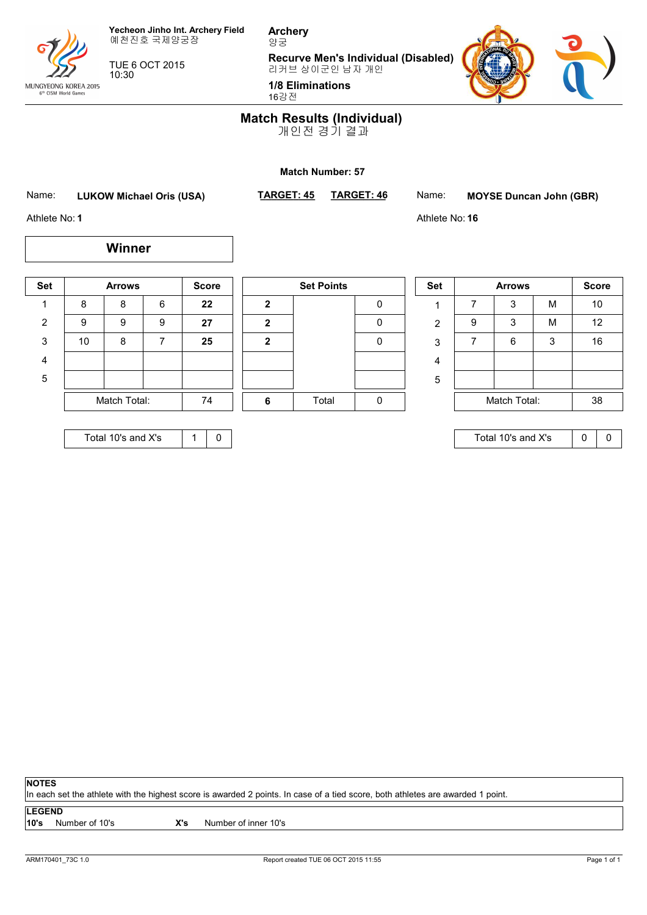Yecheon Jinho Int. Archery Field
예천진호 국제양궁장

TUE 6 OCT 2015
10:30

**Archery**
양궁

**Recurve Men's Individual (Disabled)**
리커브 상이군인 남자 개인

**1/8 Eliminations**
16강전

# Match Results (Individual)
개인전 경기 결과

**Match Number: 57**

Name: **LUKOW Michael Oris (USA)** — **TARGET: 45** | **TARGET: 46** — Name: **MOYSE Duncan John (GBR)**

Athlete No: **1** — Athlete No: **16**

**Winner**

| Set | Arrows | | | Score | Set Points | | | Set | Arrows | | | Score |
|---|---|---|---|---|---|---|---|---|---|---|---|---|
| 1 | 8 | 8 | 6 | **22** | **2** | | 0 | 1 | 7 | 3 | M | 10 |
| 2 | 9 | 9 | 9 | **27** | **2** | | 0 | 2 | 9 | 3 | M | 12 |
| 3 | 10 | 8 | 7 | **25** | **2** | | 0 | 3 | 7 | 6 | 3 | 16 |
| 4 | | | | | | | | 4 | | | | |
| 5 | | | | | | | | 5 | | | | |
| | Match Total: | | | 74 | **6** | Total | 0 | | Match Total: | | | 38 |

| Total 10's and X's | 1 | 0 |
|---|---|---|

| Total 10's and X's | 0 | 0 |
|---|---|---|

**NOTES**
In each set the athlete with the highest score is awarded 2 points. In case of a tied score, both athletes are awarded 1 point.

**LEGEND**
**10's** Number of 10's **X's** Number of inner 10's

ARM170401_73C 1.0 Report created TUE 06 OCT 2015 11:55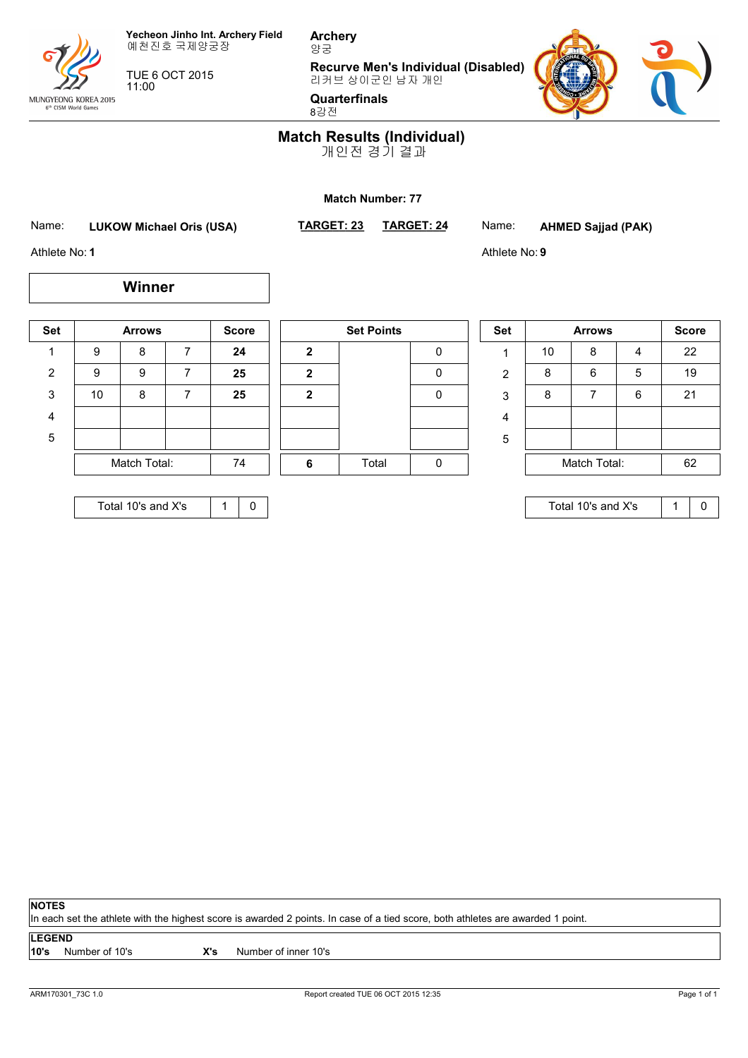Yecheon Jinho Int. Archery Field
예천진호 국제양궁장

TUE 6 OCT 2015
11:00

**Archery**
양궁

**Recurve Men's Individual (Disabled)**
리커브 상이군인 남자 개인

**Quarterfinals**
8강전

# Match Results (Individual)
개인전 경기 결과

**Match Number: 77**

Name: **LUKOW Michael Oris (USA)** — **TARGET: 23**
Athlete No: **1**

Name: **AHMED Sajjad (PAK)** — **TARGET: 24**
Athlete No: **9**

**Winner**: LUKOW Michael Oris (USA)

| Set | Arrows | | | Score | Set Points | | | Set | Arrows | | | Score |
|---|---|---|---|---|---|---|---|---|---|---|---|---|
| 1 | 9 | 8 | 7 | **24** | **2** | | 0 | 1 | 10 | 8 | 4 | 22 |
| 2 | 9 | 9 | 7 | **25** | **2** | | 0 | 2 | 8 | 6 | 5 | 19 |
| 3 | 10 | 8 | 7 | **25** | **2** | | 0 | 3 | 8 | 7 | 6 | 21 |
| 4 | | | | | | | | 4 | | | | |
| 5 | | | | | | | | 5 | | | | |
| | Match Total: | | | 74 | **6** | Total | 0 | | Match Total: | | | 62 |

| | 10's | X's |
|---|---|---|
| LUKOW Michael Oris (USA) — Total 10's and X's | 1 | 0 |
| AHMED Sajjad (PAK) — Total 10's and X's | 1 | 0 |

**NOTES**
In each set the athlete with the highest score is awarded 2 points. In case of a tied score, both athletes are awarded 1 point.

**LEGEND**
**10's** Number of 10's **X's** Number of inner 10's

ARM170301_73C 1.0 Report created TUE 06 OCT 2015 12:35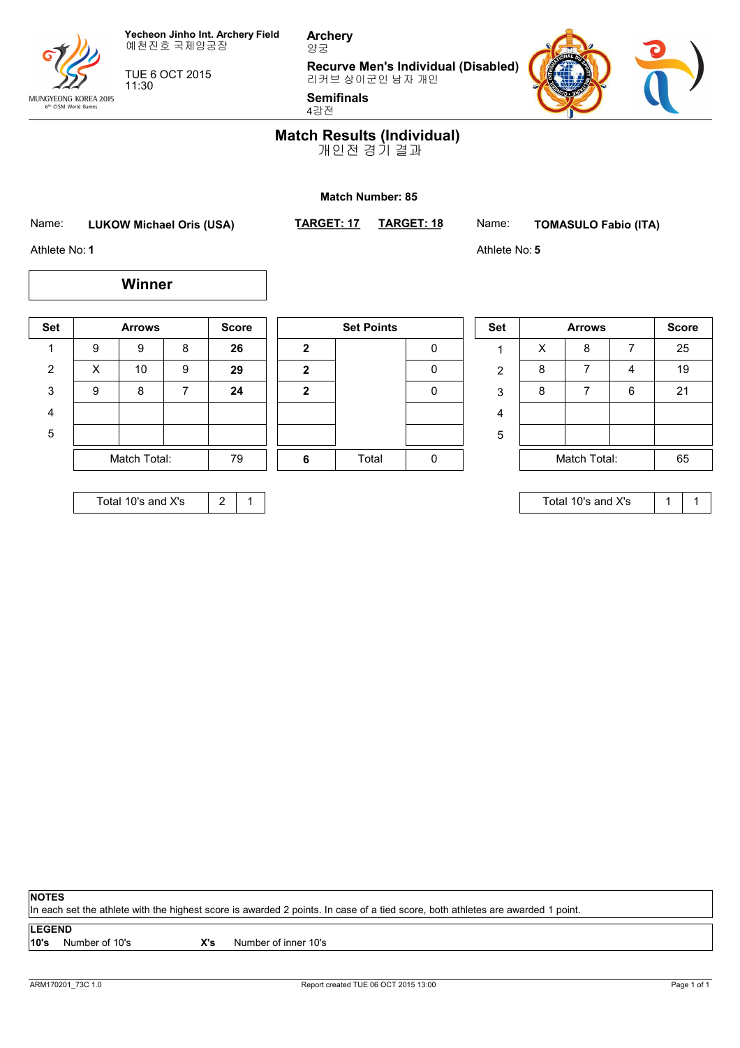Yecheon Jinho Int. Archery Field
예천진호 국제양궁장

TUE 6 OCT 2015
11:30

**Archery**
양궁

**Recurve Men's Individual (Disabled)**
리커브 상이군인 남자 개인

**Semifinals**
4강전

# Match Results (Individual)
개인전 경기 결과

**Match Number: 85**

Name: **LUKOW Michael Oris (USA)** — **TARGET: 17**

Athlete No: **1**

**Winner**

Name: **TOMASULO Fabio (ITA)** — **TARGET: 18**

Athlete No: **5**

| Set | Arrows | | | Score | Set Points | | | Set | Arrows | | | Score |
|---|---|---|---|---|---|---|---|---|---|---|---|---|
| 1 | 9 | 9 | 8 | **26** | **2** | | 0 | 1 | X | 8 | 7 | 25 |
| 2 | X | 10 | 9 | **29** | **2** | | 0 | 2 | 8 | 7 | 4 | 19 |
| 3 | 9 | 8 | 7 | **24** | **2** | | 0 | 3 | 8 | 7 | 6 | 21 |
| 4 | | | | | | | | 4 | | | | |
| 5 | | | | | | | | 5 | | | | |
| | Match Total: | | | 79 | **6** | Total | 0 | | Match Total: | | | 65 |

| | Total 10's and X's | 10's | X's |
|---|---|---|---|
| LUKOW Michael Oris (USA) | | 2 | 1 |
| TOMASULO Fabio (ITA) | | 1 | 1 |

**NOTES**
In each set the athlete with the highest score is awarded 2 points. In case of a tied score, both athletes are awarded 1 point.

**LEGEND**
**10's** Number of 10's **X's** Number of inner 10's

ARM170201_73C 1.0 Report created TUE 06 OCT 2015 13:00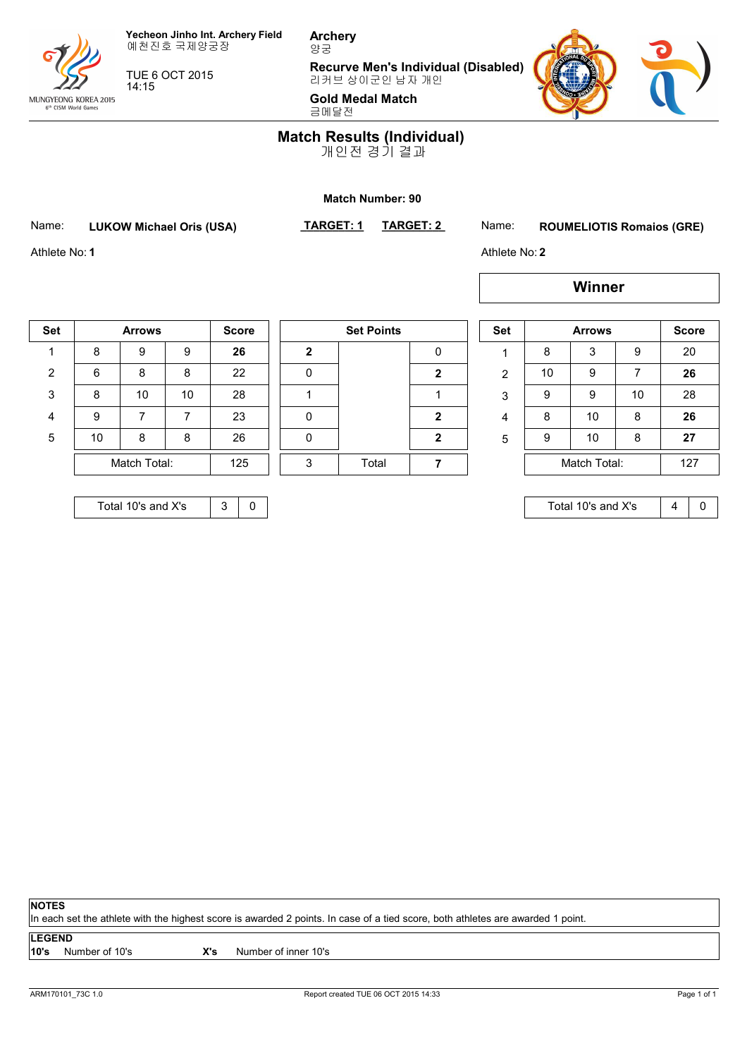Yecheon Jinho Int. Archery Field
예천진호 국제양궁장

TUE 6 OCT 2015
14:15

**Archery**
양궁

**Recurve Men's Individual (Disabled)**
리커브 상이군인 남자 개인

**Gold Medal Match**
금메달전

# Match Results (Individual)
개인전 경기 결과

**Match Number: 90**

Name: **LUKOW Michael Oris (USA)** — **TARGET: 1**

Athlete No: **1**

Name: **ROUMELIOTIS Romaios (GRE)** — **TARGET: 2**

Athlete No: **2**

**Winner**: ROUMELIOTIS Romaios (GRE)

| Set | Arrows | | | Score | Set Points | | | Set | Arrows | | | Score |
|---|---|---|---|---|---|---|---|---|---|---|---|---|
| 1 | 8 | 9 | 9 | **26** | **2** | | 0 | 1 | 8 | 3 | 9 | 20 |
| 2 | 6 | 8 | 8 | 22 | 0 | | **2** | 2 | 10 | 9 | 7 | **26** |
| 3 | 8 | 10 | 10 | 28 | 1 | | 1 | 3 | 9 | 9 | 10 | 28 |
| 4 | 9 | 7 | 7 | 23 | 0 | | **2** | 4 | 8 | 10 | 8 | **26** |
| 5 | 10 | 8 | 8 | 26 | 0 | | **2** | 5 | 9 | 10 | 8 | **27** |
| | Match Total: | | | 125 | 3 | Total | **7** | | Match Total: | | | 127 |

| | | |
|---|---|---|
| Total 10's and X's | 3 | 0 |

| | | |
|---|---|---|
| Total 10's and X's | 4 | 0 |

**NOTES**
In each set the athlete with the highest score is awarded 2 points. In case of a tied score, both athletes are awarded 1 point.

**LEGEND**
**10's** Number of 10's **X's** Number of inner 10's

ARM170101_73C 1.0 Report created TUE 06 OCT 2015 14:33